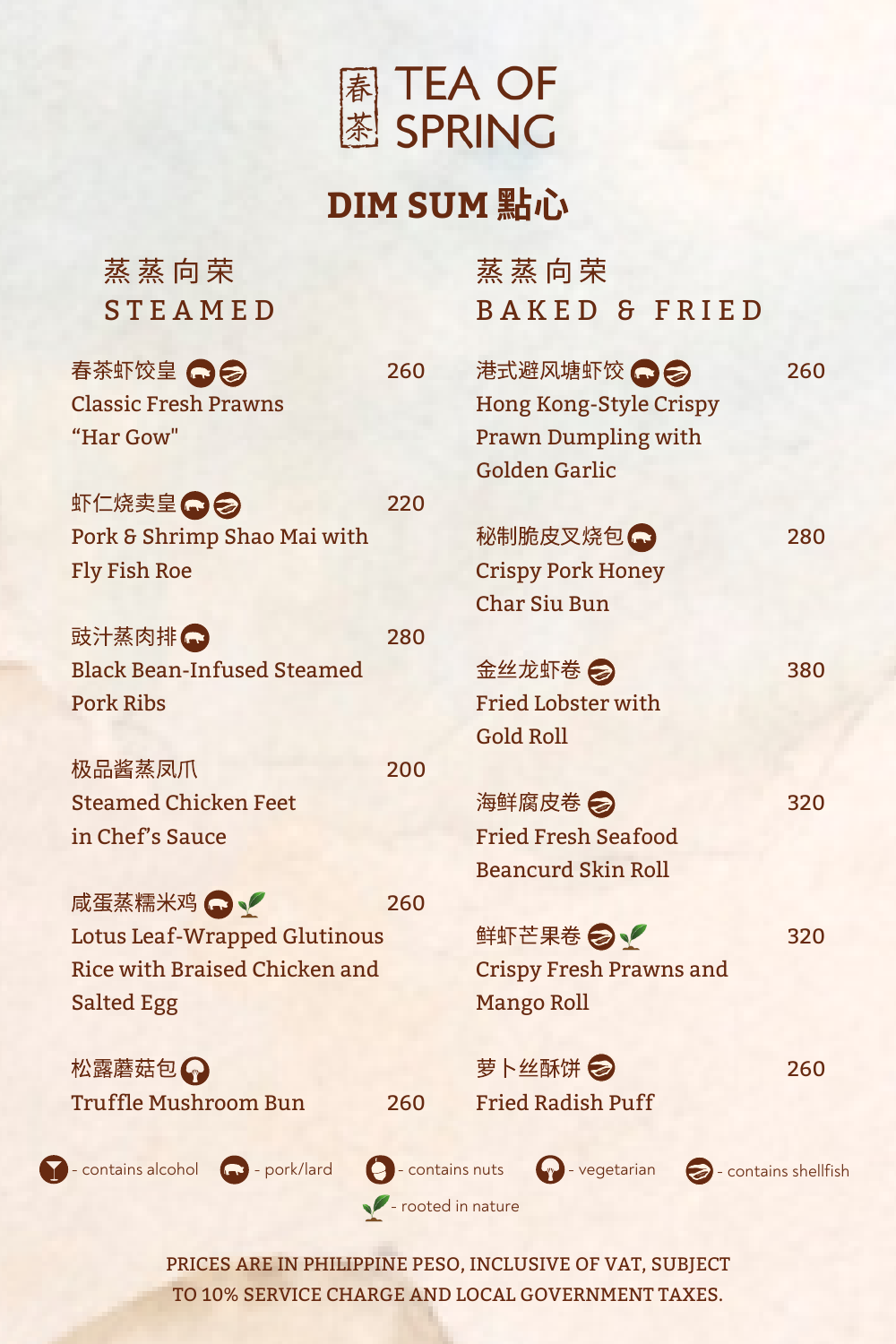# TEA OF SPRING

## DIM SUM 點心

### 蒸蒸向荣 STEAMED

**春茶虾饺皇** (pork/lard, contains shellfish) — 260
Classic Fresh Prawns "Har Gow"

**虾仁烧卖皇** (pork/lard, contains shellfish) — 220
Pork & Shrimp Shao Mai with Fly Fish Roe

**豉汁蒸肉排** (pork/lard) — 280
Black Bean-Infused Steamed Pork Ribs

**极品酱蒸凤爪** — 200
Steamed Chicken Feet in Chef's Sauce

**咸蛋蒸糯米鸡** (pork/lard, rooted in nature) — 260
Lotus Leaf-Wrapped Glutinous Rice with Braised Chicken and Salted Egg

**松露蘑菇包** (vegetarian) — 260
Truffle Mushroom Bun

### 蒸蒸向荣 BAKED & FRIED

**港式避风塘虾饺** (pork/lard, contains shellfish) — 260
Hong Kong-Style Crispy Prawn Dumpling with Golden Garlic

**秘制脆皮叉烧包** (pork/lard) — 280
Crispy Pork Honey Char Siu Bun

**金丝龙虾卷** (contains shellfish) — 380
Fried Lobster with Gold Roll

**海鲜腐皮卷** (contains shellfish) — 320
Fried Fresh Seafood Beancurd Skin Roll

**鲜虾芒果卷** (contains shellfish, rooted in nature) — 320
Crispy Fresh Prawns and Mango Roll

**萝卜丝酥饼** (contains shellfish) — 260
Fried Radish Puff

- contains alcohol - pork/lard - contains nuts - vegetarian - contains shellfish
- rooted in nature

PRICES ARE IN PHILIPPINE PESO, INCLUSIVE OF VAT, SUBJECT TO 10% SERVICE CHARGE AND LOCAL GOVERNMENT TAXES.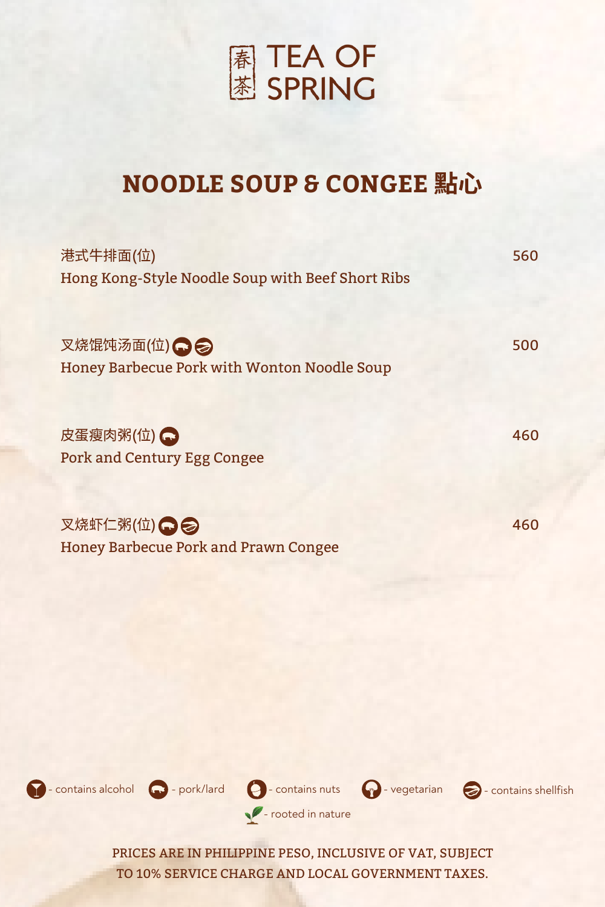# 春茶 TEA OF SPRING

## NOODLE SOUP & CONGEE 點心

港式牛排面(位)
Hong Kong-Style Noodle Soup with Beef Short Ribs — 560

叉烧馄饨汤面(位) (pork/lard) (contains shellfish)
Honey Barbecue Pork with Wonton Noodle Soup — 500

皮蛋瘦肉粥(位) (pork/lard)
Pork and Century Egg Congee — 460

叉烧虾仁粥(位) (pork/lard) (contains shellfish)
Honey Barbecue Pork and Prawn Congee — 460

- contains alcohol - pork/lard - contains nuts - vegetarian - contains shellfish
- rooted in nature

PRICES ARE IN PHILIPPINE PESO, INCLUSIVE OF VAT, SUBJECT TO 10% SERVICE CHARGE AND LOCAL GOVERNMENT TAXES.